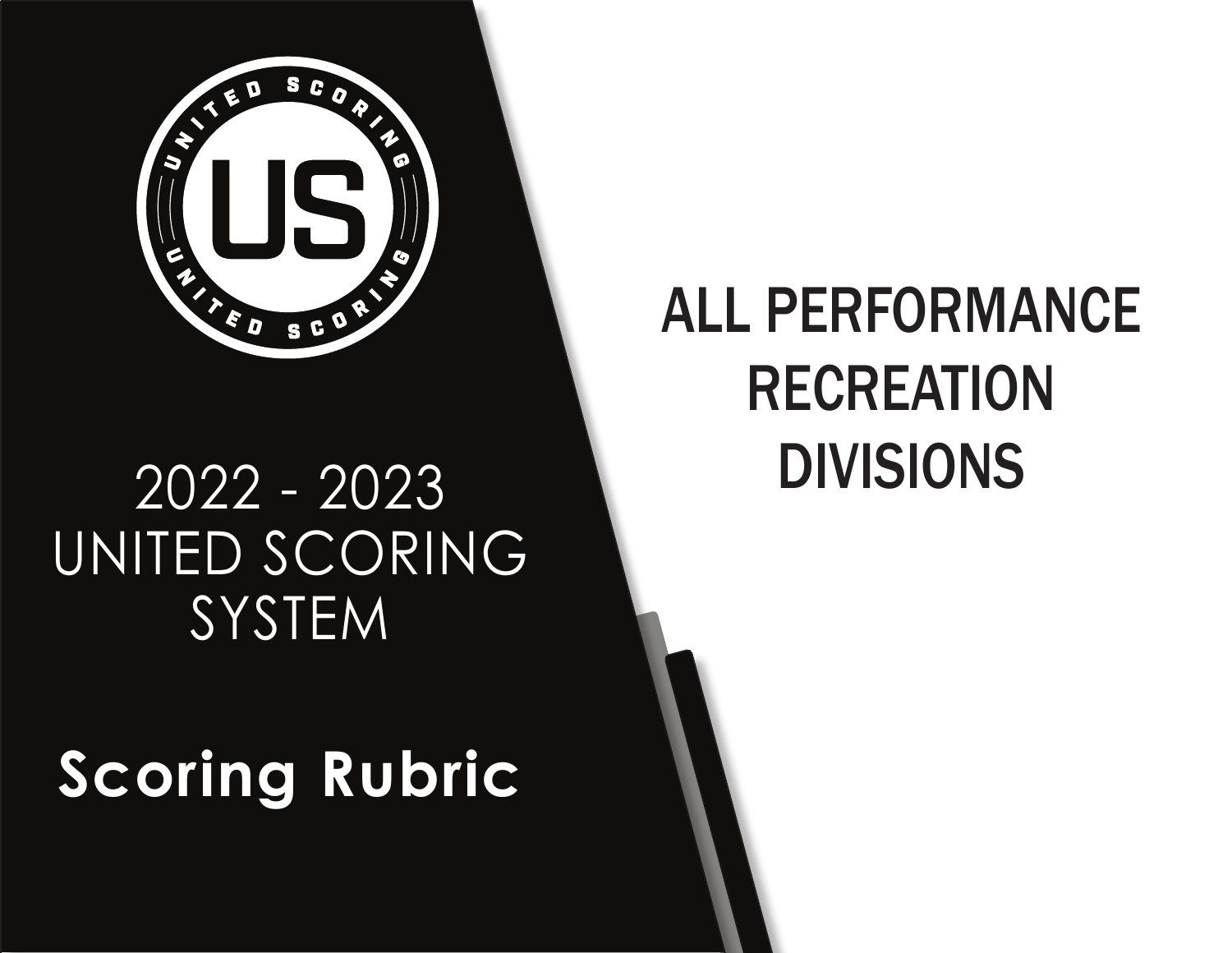# 2022 - 2023 UNITED SCORING SYSTEM

## Scoring Rubric

# ALL PERFORMANCE RECREATION DIVISIONS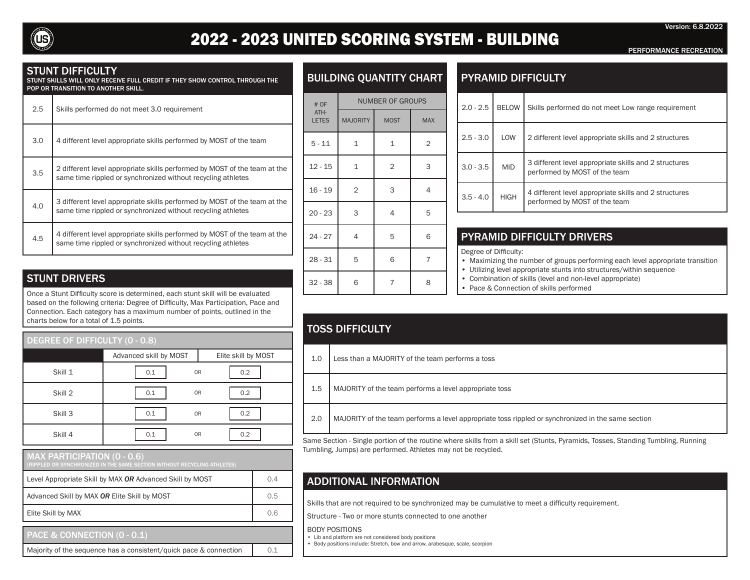# 2022 - 2023 UNITED SCORING SYSTEM - BUILDING

Version: 6.8.2022

PERFORMANCE RECREATION

## STUNT DIFFICULTY

STUNT SKILLS WILL ONLY RECEIVE FULL CREDIT IF THEY SHOW CONTROL THROUGH THE POP OR TRANSITION TO ANOTHER SKILL.

| | |
|---|---|
| 2.5 | Skills performed do not meet 3.0 requirement |
| 3.0 | 4 different level appropriate skills performed by MOST of the team |
| 3.5 | 2 different level appropriate skills performed by MOST of the team at the same time rippled or synchronized without recycling athletes |
| 4.0 | 3 different level appropriate skills performed by MOST of the team at the same time rippled or synchronized without recycling athletes |
| 4.5 | 4 different level appropriate skills performed by MOST of the team at the same time rippled or synchronized without recycling athletes |

## STUNT DRIVERS

Once a Stunt Difficulty score is determined, each stunt skill will be evaluated based on the following criteria: Degree of Difficulty, Max Participation, Pace and Connection. Each category has a maximum number of points, outlined in the charts below for a total of 1.5 points.

### DEGREE OF DIFFICULTY (0 - 0.8)

| | Advanced skill by MOST | | Elite skill by MOST |
|---|---|---|---|
| Skill 1 | 0.1 | OR | 0.2 |
| Skill 2 | 0.1 | OR | 0.2 |
| Skill 3 | 0.1 | OR | 0.2 |
| Skill 4 | 0.1 | OR | 0.2 |

### MAX PARTICIPATION (0 - 0.6)

(RIPPLED OR SYNCHRONIZED IN THE SAME SECTION WITHOUT RECYCLING ATHLETES)

| | |
|---|---|
| Level Appropriate Skill by MAX ***OR*** Advanced Skill by MOST | 0.4 |
| Advanced Skill by MAX ***OR*** Elite Skill by MOST | 0.5 |
| Elite Skill by MAX | 0.6 |

### PACE & CONNECTION (0 - 0.1)

| | |
|---|---|
| Majority of the sequence has a consistent/quick pace & connection | 0.1 |

## BUILDING QUANTITY CHART

| # OF ATHLETES | NUMBER OF GROUPS | | |
|---|---|---|---|
| | MAJORITY | MOST | MAX |
| 5 - 11 | 1 | 1 | 2 |
| 12 - 15 | 1 | 2 | 3 |
| 16 - 19 | 2 | 3 | 4 |
| 20 - 23 | 3 | 4 | 5 |
| 24 - 27 | 4 | 5 | 6 |
| 28 - 31 | 5 | 6 | 7 |
| 32 - 38 | 6 | 7 | 8 |

## PYRAMID DIFFICULTY

| | | |
|---|---|---|
| 2.0 - 2.5 | BELOW | Skills performed do not meet Low range requirement |
| 2.5 - 3.0 | LOW | 2 different level appropriate skills and 2 structures |
| 3.0 - 3.5 | MID | 3 different level appropriate skills and 2 structures performed by MOST of the team |
| 3.5 - 4.0 | HIGH | 4 different level appropriate skills and 2 structures performed by MOST of the team |

## PYRAMID DIFFICULTY DRIVERS

Degree of Difficulty:

- Maximizing the number of groups performing each level appropriate transition
- Utilizing level appropriate stunts into structures/within sequence
- Combination of skills (level and non-level appropriate)
- Pace & Connection of skills performed

## TOSS DIFFICULTY

| | |
|---|---|
| 1.0 | Less than a MAJORITY of the team performs a toss |
| 1.5 | MAJORITY of the team performs a level appropriate toss |
| 2.0 | MAJORITY of the team performs a level appropriate toss rippled or synchronized in the same section |

Same Section - Single portion of the routine where skills from a skill set (Stunts, Pyramids, Tosses, Standing Tumbling, Running Tumbling, Jumps) are performed. Athletes may not be recycled.

## ADDITIONAL INFORMATION

Skills that are not required to be synchronized may be cumulative to meet a difficulty requirement.

Structure - Two or more stunts connected to one another

BODY POSITIONS

- Lib and platform are not considered body positions
- Body positions include: Stretch, bow and arrow, arabesque, scale, scorpion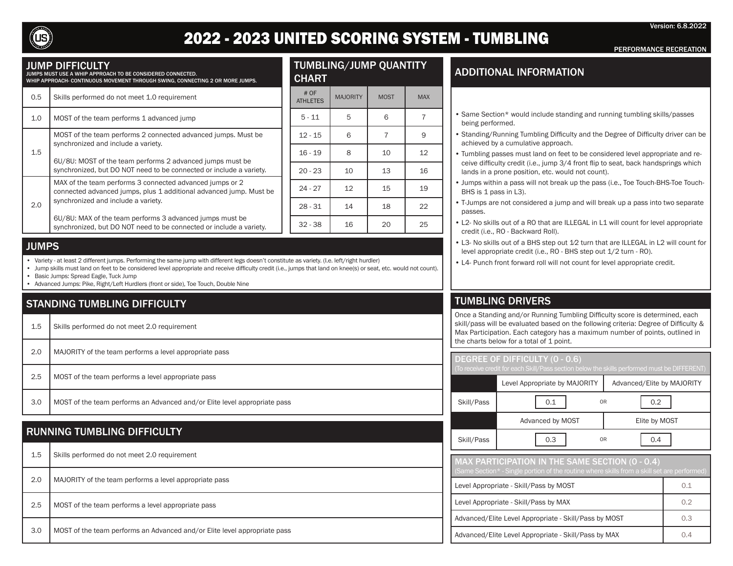# 2022 - 2023 UNITED SCORING SYSTEM - TUMBLING

Version: 6.8.2022

PERFORMANCE RECREATION

## JUMP DIFFICULTY

JUMPS MUST USE A WHIP APPROACH TO BE CONSIDERED CONNECTED.
WHIP APPROACH- CONTINUOUS MOVEMENT THROUGH SWING, CONNECTING 2 OR MORE JUMPS.

| | |
|---|---|
| 0.5 | Skills performed do not meet 1.0 requirement |
| 1.0 | MOST of the team performs 1 advanced jump |
| 1.5 | MOST of the team performs 2 connected advanced jumps. Must be synchronized and include a variety.<br><br>6U/8U: MOST of the team performs 2 advanced jumps must be synchronized, but DO NOT need to be connected or include a variety. |
| 2.0 | MAX of the team performs 3 connected advanced jumps or 2 connected advanced jumps, plus 1 additional advanced jump. Must be synchronized and include a variety.<br><br>6U/8U: MAX of the team performs 3 advanced jumps must be synchronized, but DO NOT need to be connected or include a variety. |

## TUMBLING/JUMP QUANTITY CHART

| # OF ATHLETES | MAJORITY | MOST | MAX |
|---|---|---|---|
| 5 - 11 | 5 | 6 | 7 |
| 12 - 15 | 6 | 7 | 9 |
| 16 - 19 | 8 | 10 | 12 |
| 20 - 23 | 10 | 13 | 16 |
| 24 - 27 | 12 | 15 | 19 |
| 28 - 31 | 14 | 18 | 22 |
| 32 - 38 | 16 | 20 | 25 |

## JUMPS

- Variety - at least 2 different jumps. Performing the same jump with different legs doesn't constitute as variety. (I.e. left/right hurdler)
- Jump skills must land on feet to be considered level appropriate and receive difficulty credit (i.e., jumps that land on knee(s) or seat, etc. would not count).
- Basic Jumps: Spread Eagle, Tuck Jump
- Advanced Jumps: Pike, Right/Left Hurdlers (front or side), Toe Touch, Double Nine

## STANDING TUMBLING DIFFICULTY

| | |
|---|---|
| 1.5 | Skills performed do not meet 2.0 requirement |
| 2.0 | MAJORITY of the team performs a level appropriate pass |
| 2.5 | MOST of the team performs a level appropriate pass |
| 3.0 | MOST of the team performs an Advanced and/or Elite level appropriate pass |

## RUNNING TUMBLING DIFFICULTY

| | |
|---|---|
| 1.5 | Skills performed do not meet 2.0 requirement |
| 2.0 | MAJORITY of the team performs a level appropriate pass |
| 2.5 | MOST of the team performs a level appropriate pass |
| 3.0 | MOST of the team performs an Advanced and/or Elite level appropriate pass |

## ADDITIONAL INFORMATION

- Same Section* would include standing and running tumbling skills/passes being performed.
- Standing/Running Tumbling Difficulty and the Degree of Difficulty driver can be achieved by a cumulative approach.
- Tumbling passes must land on feet to be considered level appropriate and receive difficulty credit (i.e., jump 3/4 front flip to seat, back handsprings which lands in a prone position, etc. would not count).
- Jumps within a pass will not break up the pass (i.e., Toe Touch-BHS-Toe Touch-BHS is 1 pass in L3).
- T-Jumps are not considered a jump and will break up a pass into two separate passes.
- L2- No skills out of a RO that are ILLEGAL in L1 will count for level appropriate credit (i.e., RO - Backward Roll).
- L3- No skills out of a BHS step out 1⁄2 turn that are ILLEGAL in L2 will count for level appropriate credit (i.e., RO - BHS step out 1/2 turn - RO).
- L4- Punch front forward roll will not count for level appropriate credit.

## TUMBLING DRIVERS

Once a Standing and/or Running Tumbling Difficulty score is determined, each skill/pass will be evaluated based on the following criteria: Degree of Difficulty & Max Participation. Each category has a maximum number of points, outlined in the charts below for a total of 1 point.

### DEGREE OF DIFFICULTY (0 - 0.6)

(To receive credit for each Skill/Pass section below the skills performed must be DIFFERENT)

| | Level Appropriate by MAJORITY | | Advanced/Elite by MAJORITY |
|---|---|---|---|
| Skill/Pass | 0.1 | OR | 0.2 |
| | Advanced by MOST | | Elite by MOST |
| Skill/Pass | 0.3 | OR | 0.4 |

### MAX PARTICIPATION IN THE SAME SECTION (0 - 0.4)

(Same Section* - Single portion of the routine where skills from a skill set are performed)

| | |
|---|---|
| Level Appropriate - Skill/Pass by MOST | 0.1 |
| Level Appropriate - Skill/Pass by MAX | 0.2 |
| Advanced/Elite Level Appropriate - Skill/Pass by MOST | 0.3 |
| Advanced/Elite Level Appropriate - Skill/Pass by MAX | 0.4 |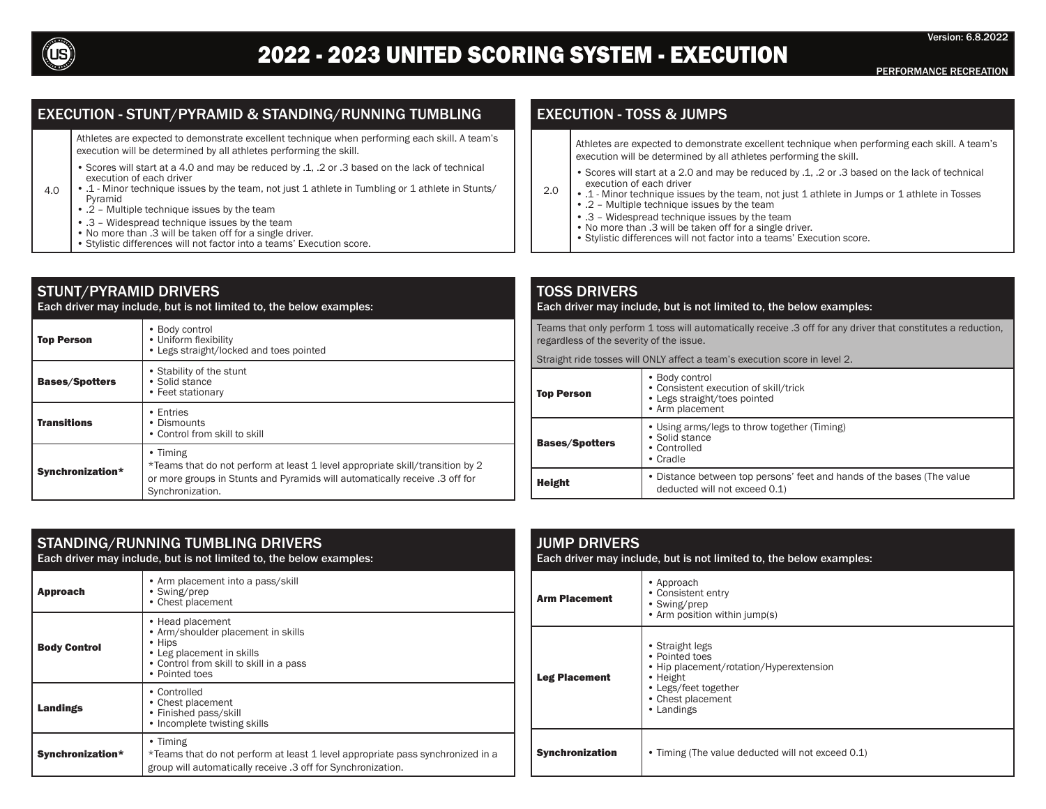# 2022 - 2023 UNITED SCORING SYSTEM - EXECUTION

Version: 6.8.2022

PERFORMANCE RECREATION

## EXECUTION - STUNT/PYRAMID & STANDING/RUNNING TUMBLING

| | |
|---|---|
| 4.0 | Athletes are expected to demonstrate excellent technique when performing each skill. A team's execution will be determined by all athletes performing the skill.<br>• Scores will start at a 4.0 and may be reduced by .1, .2 or .3 based on the lack of technical execution of each driver<br>• .1 - Minor technique issues by the team, not just 1 athlete in Tumbling or 1 athlete in Stunts/ Pyramid<br>• .2 – Multiple technique issues by the team<br>• .3 – Widespread technique issues by the team<br>• No more than .3 will be taken off for a single driver.<br>• Stylistic differences will not factor into a teams' Execution score. |

## EXECUTION - TOSS & JUMPS

| | |
|---|---|
| 2.0 | Athletes are expected to demonstrate excellent technique when performing each skill. A team's execution will be determined by all athletes performing the skill.<br>• Scores will start at a 2.0 and may be reduced by .1, .2 or .3 based on the lack of technical execution of each driver<br>• .1 - Minor technique issues by the team, not just 1 athlete in Jumps or 1 athlete in Tosses<br>• .2 – Multiple technique issues by the team<br>• .3 – Widespread technique issues by the team<br>• No more than .3 will be taken off for a single driver.<br>• Stylistic differences will not factor into a teams' Execution score. |

## STUNT/PYRAMID DRIVERS

Each driver may include, but is not limited to, the below examples:

| | |
|---|---|
| **Top Person** | • Body control<br>• Uniform flexibility<br>• Legs straight/locked and toes pointed |
| **Bases/Spotters** | • Stability of the stunt<br>• Solid stance<br>• Feet stationary |
| **Transitions** | • Entries<br>• Dismounts<br>• Control from skill to skill |
| **Synchronization*** | • Timing<br>*Teams that do not perform at least 1 level appropriate skill/transition by 2 or more groups in Stunts and Pyramids will automatically receive .3 off for Synchronization. |

## TOSS DRIVERS

Each driver may include, but is not limited to, the below examples:

Teams that only perform 1 toss will automatically receive .3 off for any driver that constitutes a reduction, regardless of the severity of the issue.

Straight ride tosses will ONLY affect a team's execution score in level 2.

| | |
|---|---|
| **Top Person** | • Body control<br>• Consistent execution of skill/trick<br>• Legs straight/toes pointed<br>• Arm placement |
| **Bases/Spotters** | • Using arms/legs to throw together (Timing)<br>• Solid stance<br>• Controlled<br>• Cradle |
| **Height** | • Distance between top persons' feet and hands of the bases (The value deducted will not exceed 0.1) |

## STANDING/RUNNING TUMBLING DRIVERS

Each driver may include, but is not limited to, the below examples:

| | |
|---|---|
| **Approach** | • Arm placement into a pass/skill<br>• Swing/prep<br>• Chest placement |
| **Body Control** | • Head placement<br>• Arm/shoulder placement in skills<br>• Hips<br>• Leg placement in skills<br>• Control from skill to skill in a pass<br>• Pointed toes |
| **Landings** | • Controlled<br>• Chest placement<br>• Finished pass/skill<br>• Incomplete twisting skills |
| **Synchronization*** | • Timing<br>*Teams that do not perform at least 1 level appropriate pass synchronized in a group will automatically receive .3 off for Synchronization. |

## JUMP DRIVERS

Each driver may include, but is not limited to, the below examples:

| | |
|---|---|
| **Arm Placement** | • Approach<br>• Consistent entry<br>• Swing/prep<br>• Arm position within jump(s) |
| **Leg Placement** | • Straight legs<br>• Pointed toes<br>• Hip placement/rotation/Hyperextension<br>• Height<br>• Legs/feet together<br>• Chest placement<br>• Landings |
| **Synchronization** | • Timing (The value deducted will not exceed 0.1) |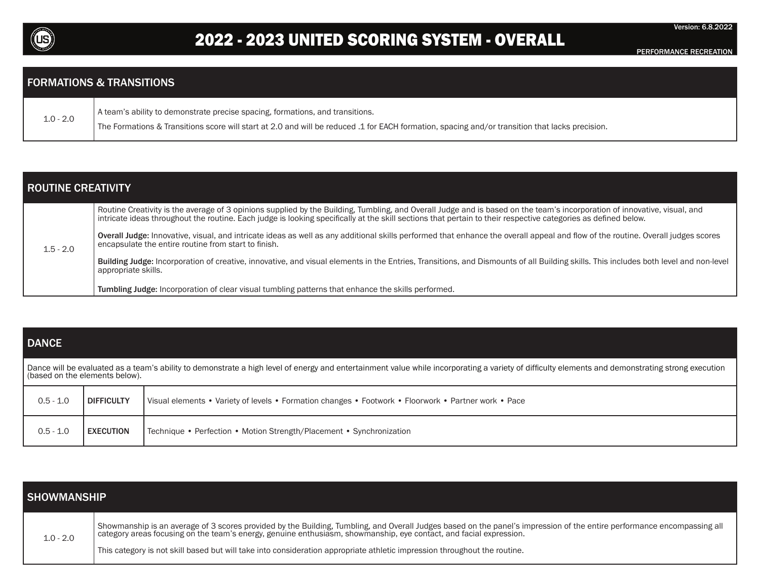# 2022 - 2023 UNITED SCORING SYSTEM - OVERALL

Version: 6.8.2022

PERFORMANCE RECREATION

## FORMATIONS & TRANSITIONS

| | |
|---|---|
| 1.0 - 2.0 | A team's ability to demonstrate precise spacing, formations, and transitions.<br><br>The Formations & Transitions score will start at 2.0 and will be reduced .1 for EACH formation, spacing and/or transition that lacks precision. |

## ROUTINE CREATIVITY

| | |
|---|---|
| 1.5 - 2.0 | Routine Creativity is the average of 3 opinions supplied by the Building, Tumbling, and Overall Judge and is based on the team's incorporation of innovative, visual, and intricate ideas throughout the routine. Each judge is looking specifically at the skill sections that pertain to their respective categories as defined below.<br><br>**Overall Judge:** Innovative, visual, and intricate ideas as well as any additional skills performed that enhance the overall appeal and flow of the routine. Overall judges scores encapsulate the entire routine from start to finish.<br><br>**Building Judge:** Incorporation of creative, innovative, and visual elements in the Entries, Transitions, and Dismounts of all Building skills. This includes both level and non-level appropriate skills.<br><br>**Tumbling Judge:** Incorporation of clear visual tumbling patterns that enhance the skills performed. |

## DANCE

Dance will be evaluated as a team's ability to demonstrate a high level of energy and entertainment value while incorporating a variety of difficulty elements and demonstrating strong execution (based on the elements below).

| | | |
|---|---|---|
| 0.5 - 1.0 | **DIFFICULTY** | Visual elements • Variety of levels • Formation changes • Footwork • Floorwork • Partner work • Pace |
| 0.5 - 1.0 | **EXECUTION** | Technique • Perfection • Motion Strength/Placement • Synchronization |

## SHOWMANSHIP

| | |
|---|---|
| 1.0 - 2.0 | Showmanship is an average of 3 scores provided by the Building, Tumbling, and Overall Judges based on the panel's impression of the entire performance encompassing all category areas focusing on the team's energy, genuine enthusiasm, showmanship, eye contact, and facial expression.<br><br>This category is not skill based but will take into consideration appropriate athletic impression throughout the routine. |